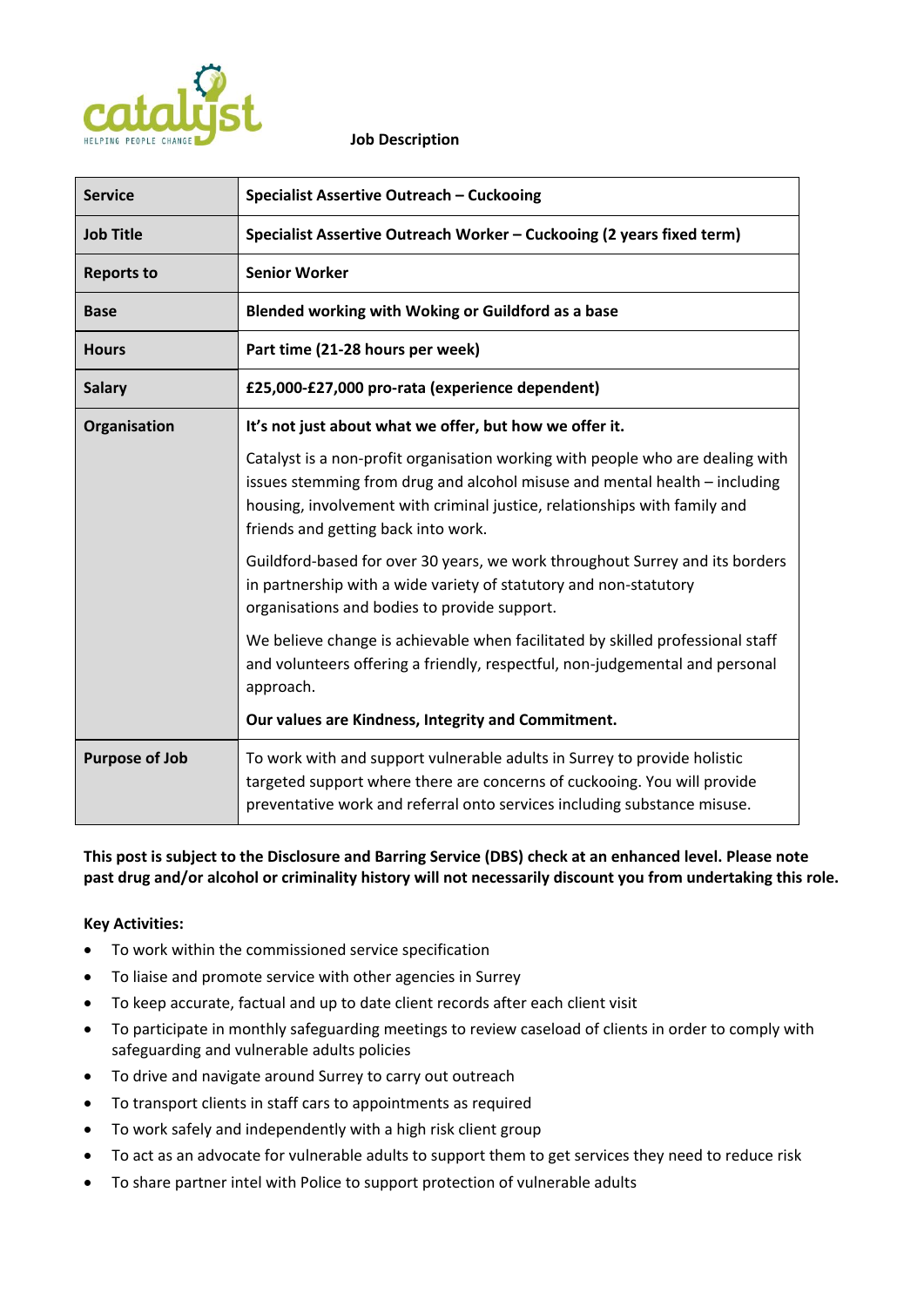catalyst
HELPING PEOPLE CHANGE

**Job Description**

| **Service** | **Specialist Assertive Outreach – Cuckooing** |
|---|---|
| **Job Title** | **Specialist Assertive Outreach Worker – Cuckooing (2 years fixed term)** |
| **Reports to** | **Senior Worker** |
| **Base** | **Blended working with Woking or Guildford as a base** |
| **Hours** | **Part time (21-28 hours per week)** |
| **Salary** | **£25,000-£27,000 pro-rata (experience dependent)** |
| **Organisation** | **It's not just about what we offer, but how we offer it.**<br><br>Catalyst is a non-profit organisation working with people who are dealing with issues stemming from drug and alcohol misuse and mental health – including housing, involvement with criminal justice, relationships with family and friends and getting back into work.<br><br>Guildford-based for over 30 years, we work throughout Surrey and its borders in partnership with a wide variety of statutory and non-statutory organisations and bodies to provide support.<br><br>We believe change is achievable when facilitated by skilled professional staff and volunteers offering a friendly, respectful, non-judgemental and personal approach.<br><br>**Our values are Kindness, Integrity and Commitment.** |
| **Purpose of Job** | To work with and support vulnerable adults in Surrey to provide holistic targeted support where there are concerns of cuckooing. You will provide preventative work and referral onto services including substance misuse. |

**This post is subject to the Disclosure and Barring Service (DBS) check at an enhanced level. Please note past drug and/or alcohol or criminality history will not necessarily discount you from undertaking this role.**

**Key Activities:**

- To work within the commissioned service specification
- To liaise and promote service with other agencies in Surrey
- To keep accurate, factual and up to date client records after each client visit
- To participate in monthly safeguarding meetings to review caseload of clients in order to comply with safeguarding and vulnerable adults policies
- To drive and navigate around Surrey to carry out outreach
- To transport clients in staff cars to appointments as required
- To work safely and independently with a high risk client group
- To act as an advocate for vulnerable adults to support them to get services they need to reduce risk
- To share partner intel with Police to support protection of vulnerable adults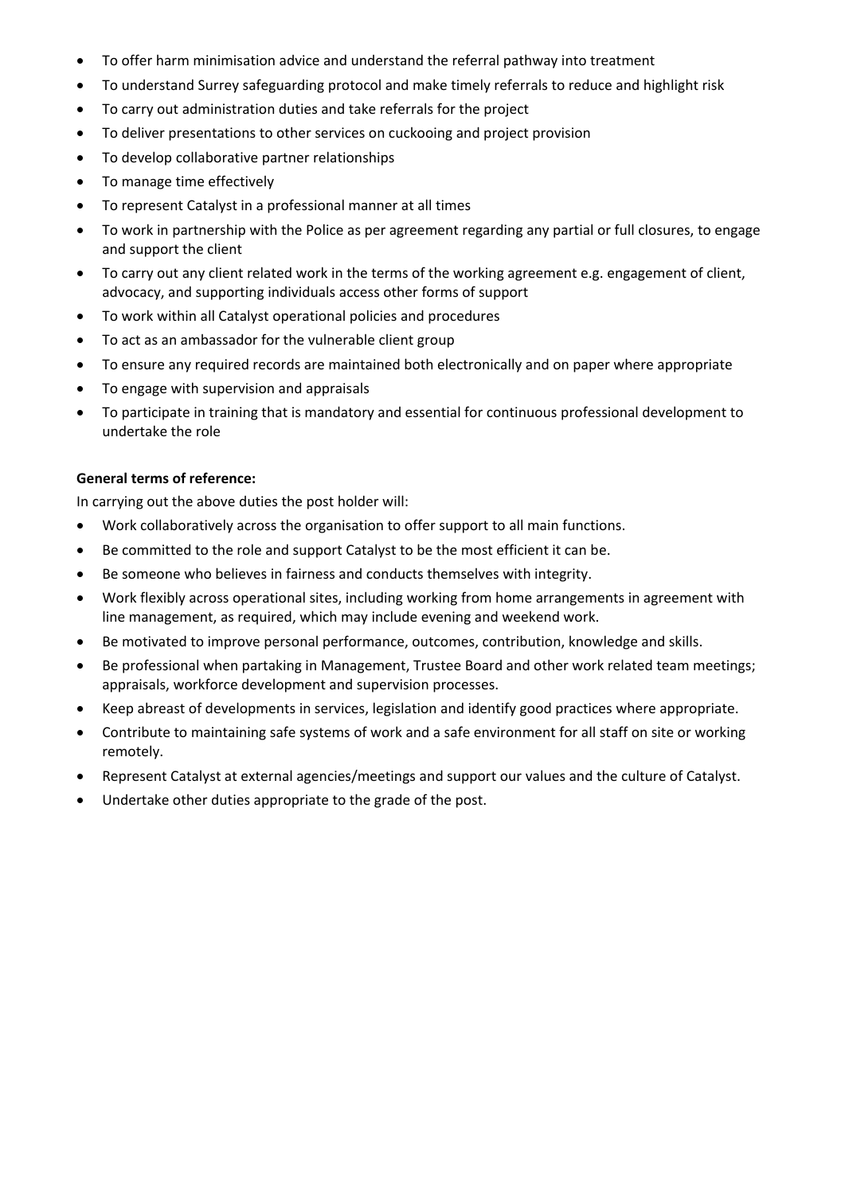- To offer harm minimisation advice and understand the referral pathway into treatment
- To understand Surrey safeguarding protocol and make timely referrals to reduce and highlight risk
- To carry out administration duties and take referrals for the project
- To deliver presentations to other services on cuckooing and project provision
- To develop collaborative partner relationships
- To manage time effectively
- To represent Catalyst in a professional manner at all times
- To work in partnership with the Police as per agreement regarding any partial or full closures, to engage and support the client
- To carry out any client related work in the terms of the working agreement e.g. engagement of client, advocacy, and supporting individuals access other forms of support
- To work within all Catalyst operational policies and procedures
- To act as an ambassador for the vulnerable client group
- To ensure any required records are maintained both electronically and on paper where appropriate
- To engage with supervision and appraisals
- To participate in training that is mandatory and essential for continuous professional development to undertake the role

**General terms of reference:**

In carrying out the above duties the post holder will:

- Work collaboratively across the organisation to offer support to all main functions.
- Be committed to the role and support Catalyst to be the most efficient it can be.
- Be someone who believes in fairness and conducts themselves with integrity.
- Work flexibly across operational sites, including working from home arrangements in agreement with line management, as required, which may include evening and weekend work.
- Be motivated to improve personal performance, outcomes, contribution, knowledge and skills.
- Be professional when partaking in Management, Trustee Board and other work related team meetings; appraisals, workforce development and supervision processes.
- Keep abreast of developments in services, legislation and identify good practices where appropriate.
- Contribute to maintaining safe systems of work and a safe environment for all staff on site or working remotely.
- Represent Catalyst at external agencies/meetings and support our values and the culture of Catalyst.
- Undertake other duties appropriate to the grade of the post.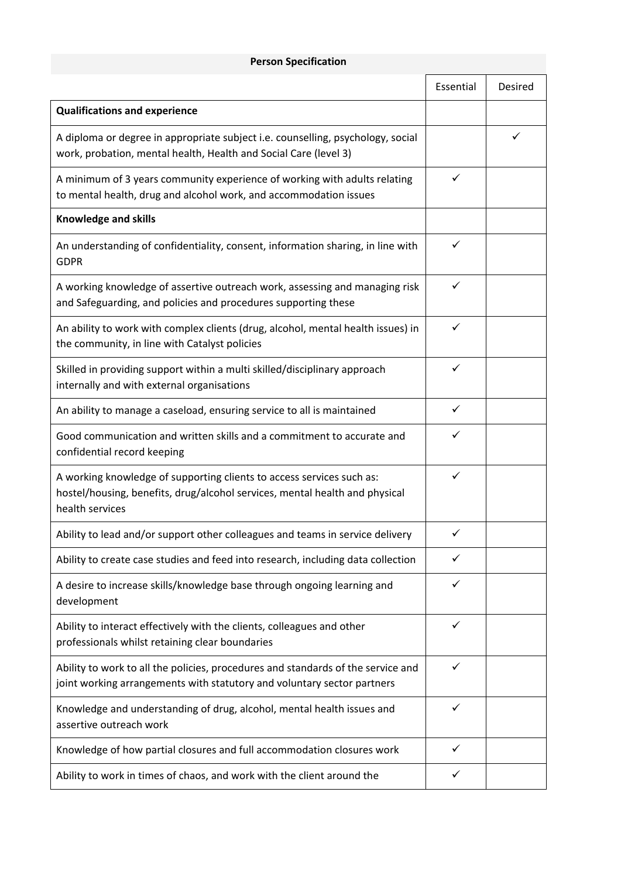**Person Specification**

| | Essential | Desired |
|---|---|---|
| **Qualifications and experience** | | |
| A diploma or degree in appropriate subject i.e. counselling, psychology, social work, probation, mental health, Health and Social Care (level 3) | | ✓ |
| A minimum of 3 years community experience of working with adults relating to mental health, drug and alcohol work, and accommodation issues | ✓ | |
| **Knowledge and skills** | | |
| An understanding of confidentiality, consent, information sharing, in line with GDPR | ✓ | |
| A working knowledge of assertive outreach work, assessing and managing risk and Safeguarding, and policies and procedures supporting these | ✓ | |
| An ability to work with complex clients (drug, alcohol, mental health issues) in the community, in line with Catalyst policies | ✓ | |
| Skilled in providing support within a multi skilled/disciplinary approach internally and with external organisations | ✓ | |
| An ability to manage a caseload, ensuring service to all is maintained | ✓ | |
| Good communication and written skills and a commitment to accurate and confidential record keeping | ✓ | |
| A working knowledge of supporting clients to access services such as: hostel/housing, benefits, drug/alcohol services, mental health and physical health services | ✓ | |
| Ability to lead and/or support other colleagues and teams in service delivery | ✓ | |
| Ability to create case studies and feed into research, including data collection | ✓ | |
| A desire to increase skills/knowledge base through ongoing learning and development | ✓ | |
| Ability to interact effectively with the clients, colleagues and other professionals whilst retaining clear boundaries | ✓ | |
| Ability to work to all the policies, procedures and standards of the service and joint working arrangements with statutory and voluntary sector partners | ✓ | |
| Knowledge and understanding of drug, alcohol, mental health issues and assertive outreach work | ✓ | |
| Knowledge of how partial closures and full accommodation closures work | ✓ | |
| Ability to work in times of chaos, and work with the client around the | ✓ | |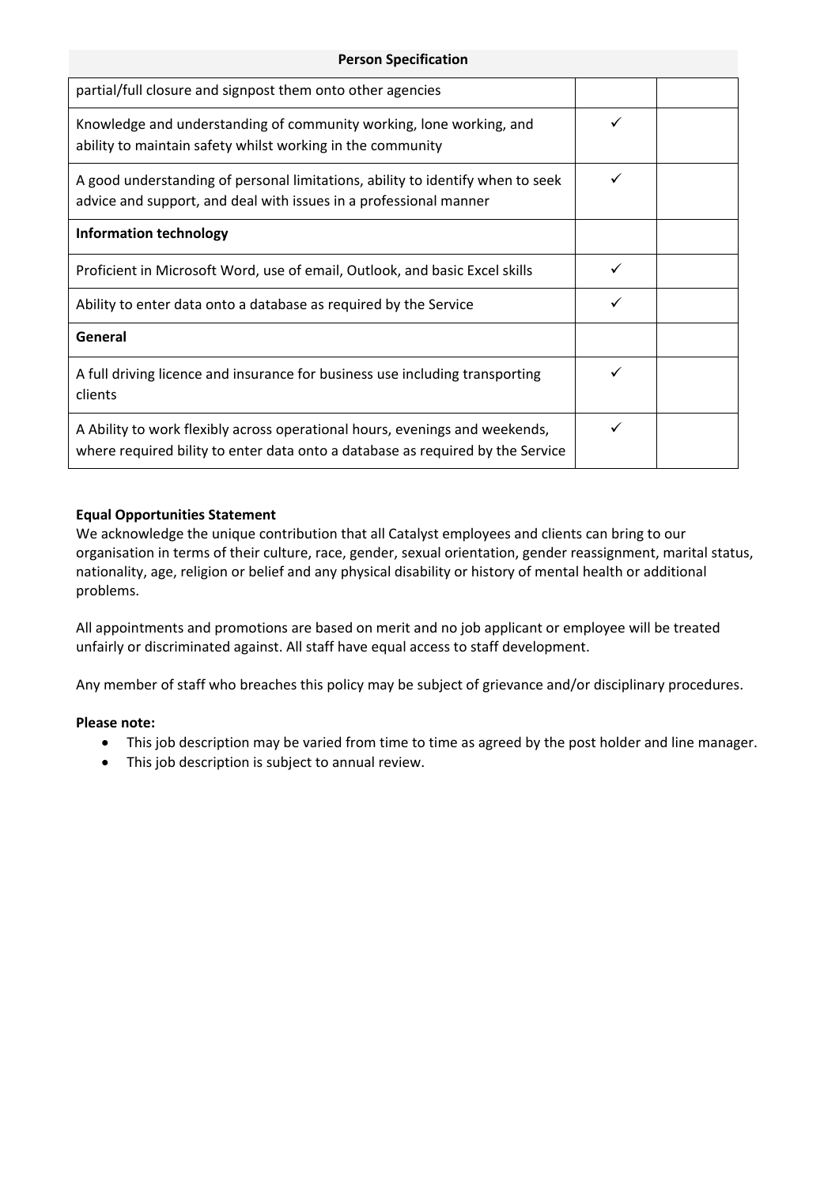| Person Specification | | |
|---|---|---|
| partial/full closure and signpost them onto other agencies | | |
| Knowledge and understanding of community working, lone working, and ability to maintain safety whilst working in the community | ✓ | |
| A good understanding of personal limitations, ability to identify when to seek advice and support, and deal with issues in a professional manner | ✓ | |
| **Information technology** | | |
| Proficient in Microsoft Word, use of email, Outlook, and basic Excel skills | ✓ | |
| Ability to enter data onto a database as required by the Service | ✓ | |
| **General** | | |
| A full driving licence and insurance for business use including transporting clients | ✓ | |
| A Ability to work flexibly across operational hours, evenings and weekends, where required bility to enter data onto a database as required by the Service | ✓ | |

**Equal Opportunities Statement**

We acknowledge the unique contribution that all Catalyst employees and clients can bring to our organisation in terms of their culture, race, gender, sexual orientation, gender reassignment, marital status, nationality, age, religion or belief and any physical disability or history of mental health or additional problems.

All appointments and promotions are based on merit and no job applicant or employee will be treated unfairly or discriminated against. All staff have equal access to staff development.

Any member of staff who breaches this policy may be subject of grievance and/or disciplinary procedures.

**Please note:**

- This job description may be varied from time to time as agreed by the post holder and line manager.
- This job description is subject to annual review.